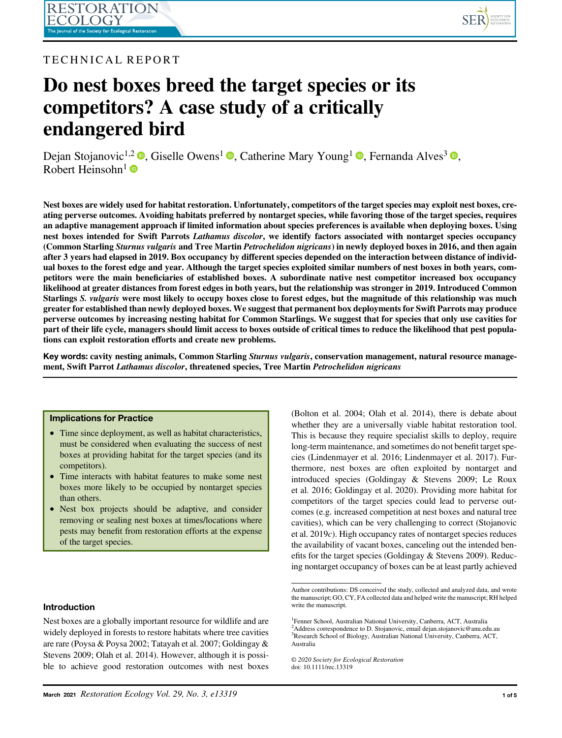TECHNICAL REPORT

# Do nest boxes breed the target species or its competitors? A case study of a critically endangered bird

Dejan Stojanovic[1,2], Giselle Owens[1], Catherine Mary Young[1], Fernanda Alves[3], Robert Heinsohn[1]

**Nest boxes are widely used for habitat restoration. Unfortunately, competitors of the target species may exploit nest boxes, creating perverse outcomes. Avoiding habitats preferred by nontarget species, while favoring those of the target species, requires an adaptive management approach if limited information about species preferences is available when deploying boxes. Using nest boxes intended for Swift Parrots *Lathamus discolor*, we identify factors associated with nontarget species occupancy (Common Starling *Sturnus vulgaris* and Tree Martin *Petrochelidon nigricans*) in newly deployed boxes in 2016, and then again after 3 years had elapsed in 2019. Box occupancy by different species depended on the interaction between distance of individual boxes to the forest edge and year. Although the target species exploited similar numbers of nest boxes in both years, competitors were the main beneficiaries of established boxes. A subordinate native nest competitor increased box occupancy likelihood at greater distances from forest edges in both years, but the relationship was stronger in 2019. Introduced Common Starlings *S. vulgaris* were most likely to occupy boxes close to forest edges, but the magnitude of this relationship was much greater for established than newly deployed boxes. We suggest that permanent box deployments for Swift Parrots may produce perverse outcomes by increasing nesting habitat for Common Starlings. We suggest that for species that only use cavities for part of their life cycle, managers should limit access to boxes outside of critical times to reduce the likelihood that pest populations can exploit restoration efforts and create new problems.**

**Key words: cavity nesting animals, Common Starling *Sturnus vulgaris*, conservation management, natural resource management, Swift Parrot *Lathamus discolor*, threatened species, Tree Martin *Petrochelidon nigricans***

### Implications for Practice

- Time since deployment, as well as habitat characteristics, must be considered when evaluating the success of nest boxes at providing habitat for the target species (and its competitors).
- Time interacts with habitat features to make some nest boxes more likely to be occupied by nontarget species than others.
- Nest box projects should be adaptive, and consider removing or sealing nest boxes at times/locations where pests may benefit from restoration efforts at the expense of the target species.

## Introduction

Nest boxes are a globally important resource for wildlife and are widely deployed in forests to restore habitats where tree cavities are rare (Poysa & Poysa 2002; Tatayah et al. 2007; Goldingay & Stevens 2009; Olah et al. 2014). However, although it is possible to achieve good restoration outcomes with nest boxes (Bolton et al. 2004; Olah et al. 2014), there is debate about whether they are a universally viable habitat restoration tool. This is because they require specialist skills to deploy, require long-term maintenance, and sometimes do not benefit target species (Lindenmayer et al. 2016; Lindenmayer et al. 2017). Furthermore, nest boxes are often exploited by nontarget and introduced species (Goldingay & Stevens 2009; Le Roux et al. 2016; Goldingay et al. 2020). Providing more habitat for competitors of the target species could lead to perverse outcomes (e.g. increased competition at nest boxes and natural tree cavities), which can be very challenging to correct (Stojanovic et al. 2019*c*). High occupancy rates of nontarget species reduces the availability of vacant boxes, canceling out the intended benefits for the target species (Goldingay & Stevens 2009). Reducing nontarget occupancy of boxes can be at least partly achieved

Author contributions: DS conceived the study, collected and analyzed data, and wrote the manuscript; GO, CY, FA collected data and helped write the manuscript; RH helped write the manuscript.

[1]Fenner School, Australian National University, Canberra, ACT, Australia
[2]Address correspondence to D. Stojanovic, email dejan.stojanovic@anu.edu.au
[3]Research School of Biology, Australian National University, Canberra, ACT, Australia

© 2020 Society for Ecological Restoration
doi: 10.1111/rec.13319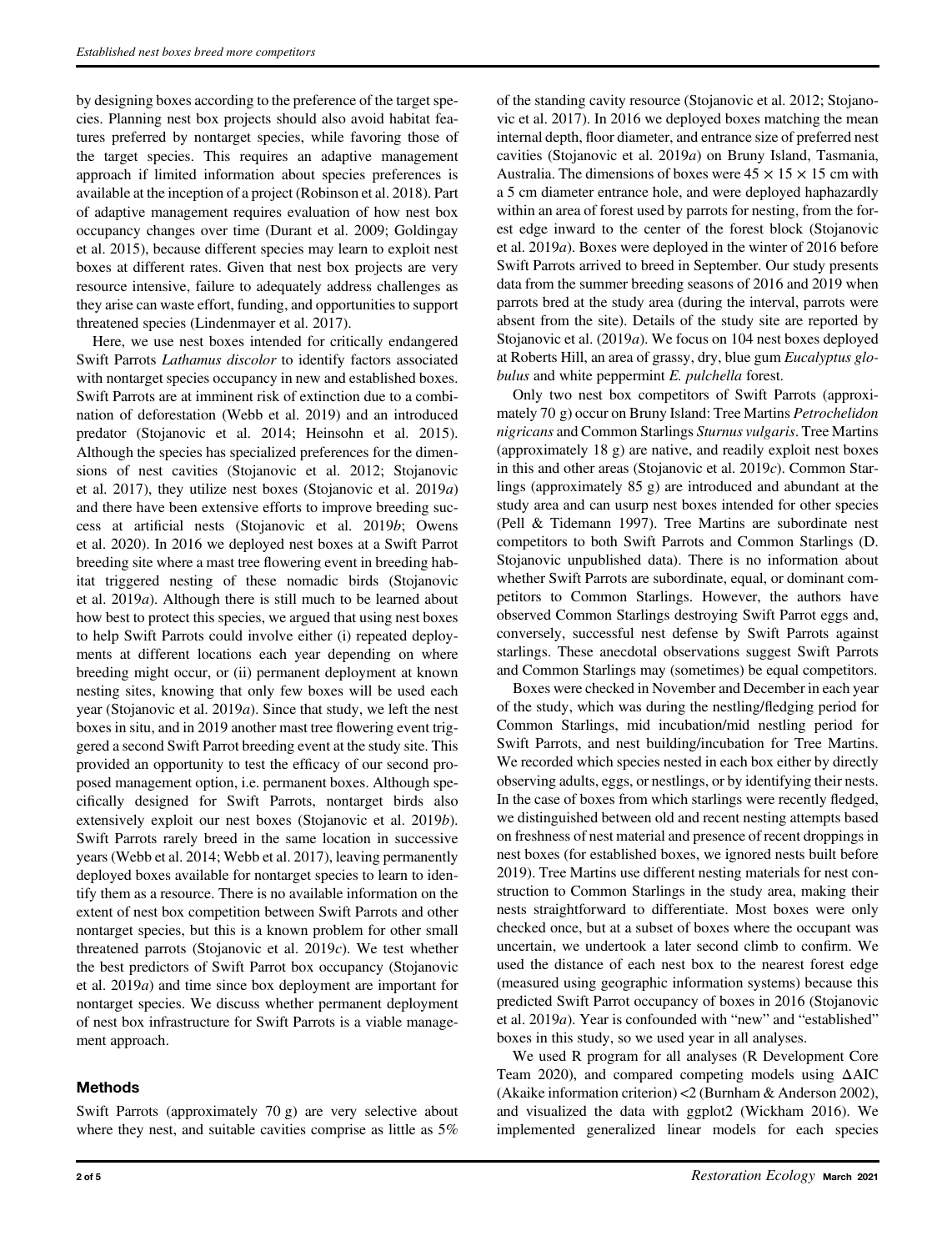by designing boxes according to the preference of the target species. Planning nest box projects should also avoid habitat features preferred by nontarget species, while favoring those of the target species. This requires an adaptive management approach if limited information about species preferences is available at the inception of a project (Robinson et al. 2018). Part of adaptive management requires evaluation of how nest box occupancy changes over time (Durant et al. 2009; Goldingay et al. 2015), because different species may learn to exploit nest boxes at different rates. Given that nest box projects are very resource intensive, failure to adequately address challenges as they arise can waste effort, funding, and opportunities to support threatened species (Lindenmayer et al. 2017).

Here, we use nest boxes intended for critically endangered Swift Parrots *Lathamus discolor* to identify factors associated with nontarget species occupancy in new and established boxes. Swift Parrots are at imminent risk of extinction due to a combination of deforestation (Webb et al. 2019) and an introduced predator (Stojanovic et al. 2014; Heinsohn et al. 2015). Although the species has specialized preferences for the dimensions of nest cavities (Stojanovic et al. 2012; Stojanovic et al. 2017), they utilize nest boxes (Stojanovic et al. 2019*a*) and there have been extensive efforts to improve breeding success at artificial nests (Stojanovic et al. 2019*b*; Owens et al. 2020). In 2016 we deployed nest boxes at a Swift Parrot breeding site where a mast tree flowering event in breeding habitat triggered nesting of these nomadic birds (Stojanovic et al. 2019*a*). Although there is still much to be learned about how best to protect this species, we argued that using nest boxes to help Swift Parrots could involve either (i) repeated deployments at different locations each year depending on where breeding might occur, or (ii) permanent deployment at known nesting sites, knowing that only few boxes will be used each year (Stojanovic et al. 2019*a*). Since that study, we left the nest boxes in situ, and in 2019 another mast tree flowering event triggered a second Swift Parrot breeding event at the study site. This provided an opportunity to test the efficacy of our second proposed management option, i.e. permanent boxes. Although specifically designed for Swift Parrots, nontarget birds also extensively exploit our nest boxes (Stojanovic et al. 2019*b*). Swift Parrots rarely breed in the same location in successive years (Webb et al. 2014; Webb et al. 2017), leaving permanently deployed boxes available for nontarget species to learn to identify them as a resource. There is no available information on the extent of nest box competition between Swift Parrots and other nontarget species, but this is a known problem for other small threatened parrots (Stojanovic et al. 2019*c*). We test whether the best predictors of Swift Parrot box occupancy (Stojanovic et al. 2019*a*) and time since box deployment are important for nontarget species. We discuss whether permanent deployment of nest box infrastructure for Swift Parrots is a viable management approach.

## Methods

Swift Parrots (approximately 70 g) are very selective about where they nest, and suitable cavities comprise as little as 5% of the standing cavity resource (Stojanovic et al. 2012; Stojanovic et al. 2017). In 2016 we deployed boxes matching the mean internal depth, floor diameter, and entrance size of preferred nest cavities (Stojanovic et al. 2019*a*) on Bruny Island, Tasmania, Australia. The dimensions of boxes were $45 \times 15 \times 15$ cm with a 5 cm diameter entrance hole, and were deployed haphazardly within an area of forest used by parrots for nesting, from the forest edge inward to the center of the forest block (Stojanovic et al. 2019*a*). Boxes were deployed in the winter of 2016 before Swift Parrots arrived to breed in September. Our study presents data from the summer breeding seasons of 2016 and 2019 when parrots bred at the study area (during the interval, parrots were absent from the site). Details of the study site are reported by Stojanovic et al. (2019*a*). We focus on 104 nest boxes deployed at Roberts Hill, an area of grassy, dry, blue gum *Eucalyptus globulus* and white peppermint *E. pulchella* forest.

Only two nest box competitors of Swift Parrots (approximately 70 g) occur on Bruny Island: Tree Martins *Petrochelidon nigricans* and Common Starlings *Sturnus vulgaris*. Tree Martins (approximately 18 g) are native, and readily exploit nest boxes in this and other areas (Stojanovic et al. 2019*c*). Common Starlings (approximately 85 g) are introduced and abundant at the study area and can usurp nest boxes intended for other species (Pell & Tidemann 1997). Tree Martins are subordinate nest competitors to both Swift Parrots and Common Starlings (D. Stojanovic unpublished data). There is no information about whether Swift Parrots are subordinate, equal, or dominant competitors to Common Starlings. However, the authors have observed Common Starlings destroying Swift Parrot eggs and, conversely, successful nest defense by Swift Parrots against starlings. These anecdotal observations suggest Swift Parrots and Common Starlings may (sometimes) be equal competitors.

Boxes were checked in November and December in each year of the study, which was during the nestling/fledging period for Common Starlings, mid incubation/mid nestling period for Swift Parrots, and nest building/incubation for Tree Martins. We recorded which species nested in each box either by directly observing adults, eggs, or nestlings, or by identifying their nests. In the case of boxes from which starlings were recently fledged, we distinguished between old and recent nesting attempts based on freshness of nest material and presence of recent droppings in nest boxes (for established boxes, we ignored nests built before 2019). Tree Martins use different nesting materials for nest construction to Common Starlings in the study area, making their nests straightforward to differentiate. Most boxes were only checked once, but at a subset of boxes where the occupant was uncertain, we undertook a later second climb to confirm. We used the distance of each nest box to the nearest forest edge (measured using geographic information systems) because this predicted Swift Parrot occupancy of boxes in 2016 (Stojanovic et al. 2019*a*). Year is confounded with "new" and "established" boxes in this study, so we used year in all analyses.

We used R program for all analyses (R Development Core Team 2020), and compared competing models using ΔAIC (Akaike information criterion) <2 (Burnham & Anderson 2002), and visualized the data with ggplot2 (Wickham 2016). We implemented generalized linear models for each species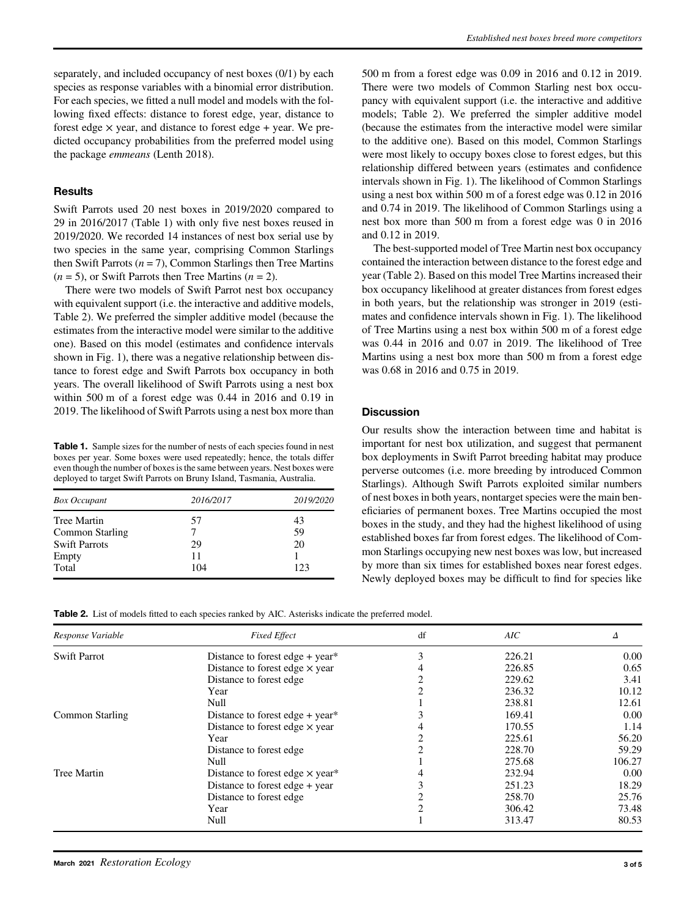separately, and included occupancy of nest boxes (0/1) by each species as response variables with a binomial error distribution. For each species, we fitted a null model and models with the following fixed effects: distance to forest edge, year, distance to forest edge × year, and distance to forest edge + year. We predicted occupancy probabilities from the preferred model using the package *emmeans* (Lenth 2018).

## Results

Swift Parrots used 20 nest boxes in 2019/2020 compared to 29 in 2016/2017 (Table 1) with only five nest boxes reused in 2019/2020. We recorded 14 instances of nest box serial use by two species in the same year, comprising Common Starlings then Swift Parrots ($n = 7$), Common Starlings then Tree Martins ($n = 5$), or Swift Parrots then Tree Martins ($n = 2$).

There were two models of Swift Parrot nest box occupancy with equivalent support (i.e. the interactive and additive models, Table 2). We preferred the simpler additive model (because the estimates from the interactive model were similar to the additive one). Based on this model (estimates and confidence intervals shown in Fig. 1), there was a negative relationship between distance to forest edge and Swift Parrots box occupancy in both years. The overall likelihood of Swift Parrots using a nest box within 500 m of a forest edge was 0.44 in 2016 and 0.19 in 2019. The likelihood of Swift Parrots using a nest box more than 500 m from a forest edge was 0.09 in 2016 and 0.12 in 2019. There were two models of Common Starling nest box occupancy with equivalent support (i.e. the interactive and additive models; Table 2). We preferred the simpler additive model (because the estimates from the interactive model were similar to the additive one). Based on this model, Common Starlings were most likely to occupy boxes close to forest edges, but this relationship differed between years (estimates and confidence intervals shown in Fig. 1). The likelihood of Common Starlings using a nest box within 500 m of a forest edge was 0.12 in 2016 and 0.74 in 2019. The likelihood of Common Starlings using a nest box more than 500 m from a forest edge was 0 in 2016 and 0.12 in 2019.

The best-supported model of Tree Martin nest box occupancy contained the interaction between distance to the forest edge and year (Table 2). Based on this model Tree Martins increased their box occupancy likelihood at greater distances from forest edges in both years, but the relationship was stronger in 2019 (estimates and confidence intervals shown in Fig. 1). The likelihood of Tree Martins using a nest box within 500 m of a forest edge was 0.44 in 2016 and 0.07 in 2019. The likelihood of Tree Martins using a nest box more than 500 m from a forest edge was 0.68 in 2016 and 0.75 in 2019.

**Table 1.** Sample sizes for the number of nests of each species found in nest boxes per year. Some boxes were used repeatedly; hence, the totals differ even though the number of boxes is the same between years. Nest boxes were deployed to target Swift Parrots on Bruny Island, Tasmania, Australia.

| *Box Occupant* | *2016/2017* | *2019/2020* |
|---|---|---|
| Tree Martin | 57 | 43 |
| Common Starling | 7 | 59 |
| Swift Parrots | 29 | 20 |
| Empty | 11 | 1 |
| Total | 104 | 123 |

## Discussion

Our results show the interaction between time and habitat is important for nest box utilization, and suggest that permanent box deployments in Swift Parrot breeding habitat may produce perverse outcomes (i.e. more breeding by introduced Common Starlings). Although Swift Parrots exploited similar numbers of nest boxes in both years, nontarget species were the main beneficiaries of permanent boxes. Tree Martins occupied the most boxes in the study, and they had the highest likelihood of using established boxes far from forest edges. The likelihood of Common Starlings occupying new nest boxes was low, but increased by more than six times for established boxes near forest edges. Newly deployed boxes may be difficult to find for species like

**Table 2.** List of models fitted to each species ranked by AIC. Asterisks indicate the preferred model.

| *Response Variable* | *Fixed Effect* | df | *AIC* | *Δ* |
|---|---|---|---|---|
| Swift Parrot | Distance to forest edge + year* | 3 | 226.21 | 0.00 |
| | Distance to forest edge × year | 4 | 226.85 | 0.65 |
| | Distance to forest edge | 2 | 229.62 | 3.41 |
| | Year | 2 | 236.32 | 10.12 |
| | Null | 1 | 238.81 | 12.61 |
| Common Starling | Distance to forest edge + year* | 3 | 169.41 | 0.00 |
| | Distance to forest edge × year | 4 | 170.55 | 1.14 |
| | Year | 2 | 225.61 | 56.20 |
| | Distance to forest edge | 2 | 228.70 | 59.29 |
| | Null | 1 | 275.68 | 106.27 |
| Tree Martin | Distance to forest edge × year* | 4 | 232.94 | 0.00 |
| | Distance to forest edge + year | 3 | 251.23 | 18.29 |
| | Distance to forest edge | 2 | 258.70 | 25.76 |
| | Year | 2 | 306.42 | 73.48 |
| | Null | 1 | 313.47 | 80.53 |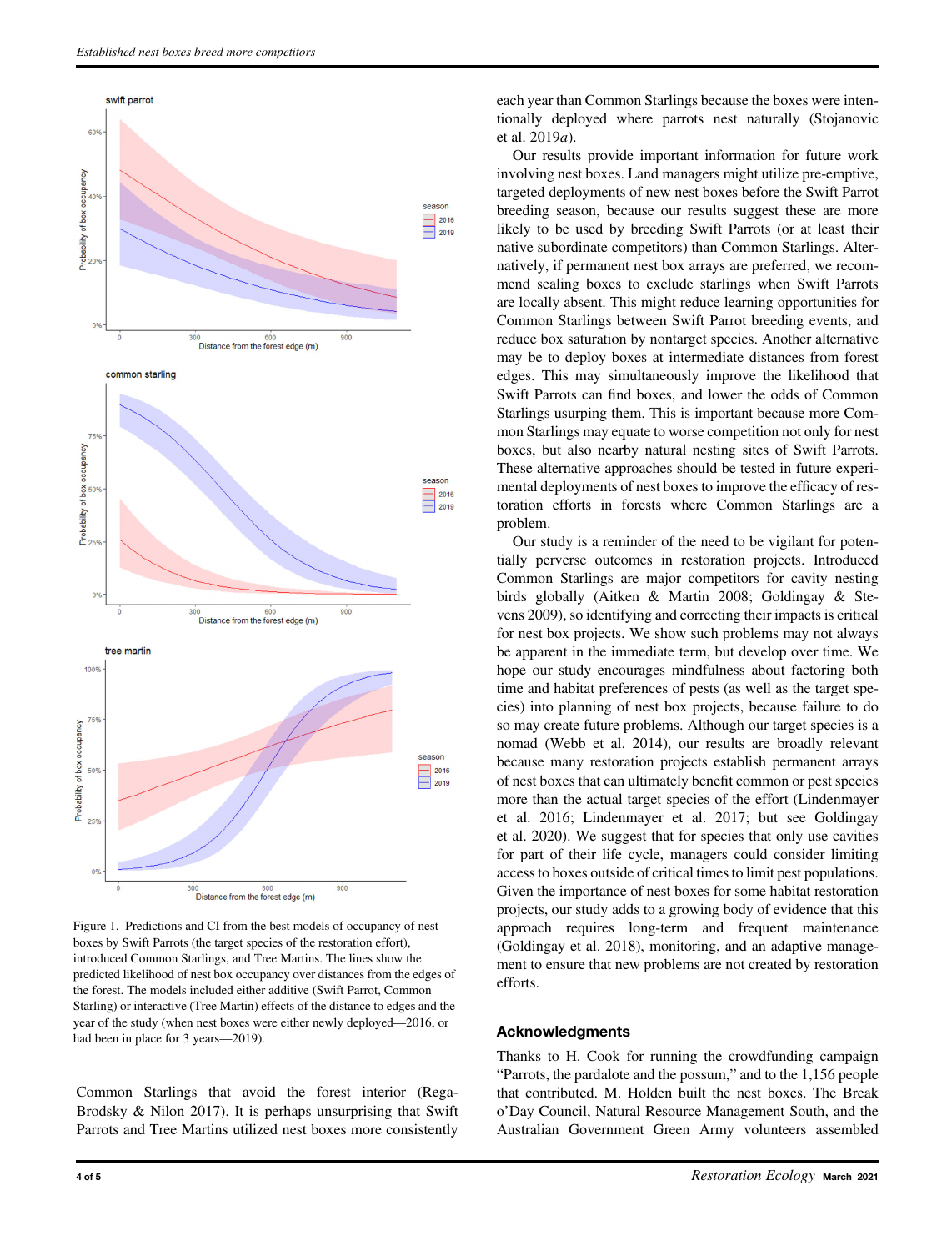Figure 1. Predictions and CI from the best models of occupancy of nest boxes by Swift Parrots (the target species of the restoration effort), introduced Common Starlings, and Tree Martins. The lines show the predicted likelihood of nest box occupancy over distances from the edges of the forest. The models included either additive (Swift Parrot, Common Starling) or interactive (Tree Martin) effects of the distance to edges and the year of the study (when nest boxes were either newly deployed—2016, or had been in place for 3 years—2019).

Common Starlings that avoid the forest interior (Rega-Brodsky & Nilon 2017). It is perhaps unsurprising that Swift Parrots and Tree Martins utilized nest boxes more consistently each year than Common Starlings because the boxes were intentionally deployed where parrots nest naturally (Stojanovic et al. 2019*a*).

Our results provide important information for future work involving nest boxes. Land managers might utilize pre-emptive, targeted deployments of new nest boxes before the Swift Parrot breeding season, because our results suggest these are more likely to be used by breeding Swift Parrots (or at least their native subordinate competitors) than Common Starlings. Alternatively, if permanent nest box arrays are preferred, we recommend sealing boxes to exclude starlings when Swift Parrots are locally absent. This might reduce learning opportunities for Common Starlings between Swift Parrot breeding events, and reduce box saturation by nontarget species. Another alternative may be to deploy boxes at intermediate distances from forest edges. This may simultaneously improve the likelihood that Swift Parrots can find boxes, and lower the odds of Common Starlings usurping them. This is important because more Common Starlings may equate to worse competition not only for nest boxes, but also nearby natural nesting sites of Swift Parrots. These alternative approaches should be tested in future experimental deployments of nest boxes to improve the efficacy of restoration efforts in forests where Common Starlings are a problem.

Our study is a reminder of the need to be vigilant for potentially perverse outcomes in restoration projects. Introduced Common Starlings are major competitors for cavity nesting birds globally (Aitken & Martin 2008; Goldingay & Stevens 2009), so identifying and correcting their impacts is critical for nest box projects. We show such problems may not always be apparent in the immediate term, but develop over time. We hope our study encourages mindfulness about factoring both time and habitat preferences of pests (as well as the target species) into planning of nest box projects, because failure to do so may create future problems. Although our target species is a nomad (Webb et al. 2014), our results are broadly relevant because many restoration projects establish permanent arrays of nest boxes that can ultimately benefit common or pest species more than the actual target species of the effort (Lindenmayer et al. 2016; Lindenmayer et al. 2017; but see Goldingay et al. 2020). We suggest that for species that only use cavities for part of their life cycle, managers could consider limiting access to boxes outside of critical times to limit pest populations. Given the importance of nest boxes for some habitat restoration projects, our study adds to a growing body of evidence that this approach requires long-term and frequent maintenance (Goldingay et al. 2018), monitoring, and an adaptive management to ensure that new problems are not created by restoration efforts.

## Acknowledgments

Thanks to H. Cook for running the crowdfunding campaign "Parrots, the pardalote and the possum," and to the 1,156 people that contributed. M. Holden built the nest boxes. The Break o'Day Council, Natural Resource Management South, and the Australian Government Green Army volunteers assembled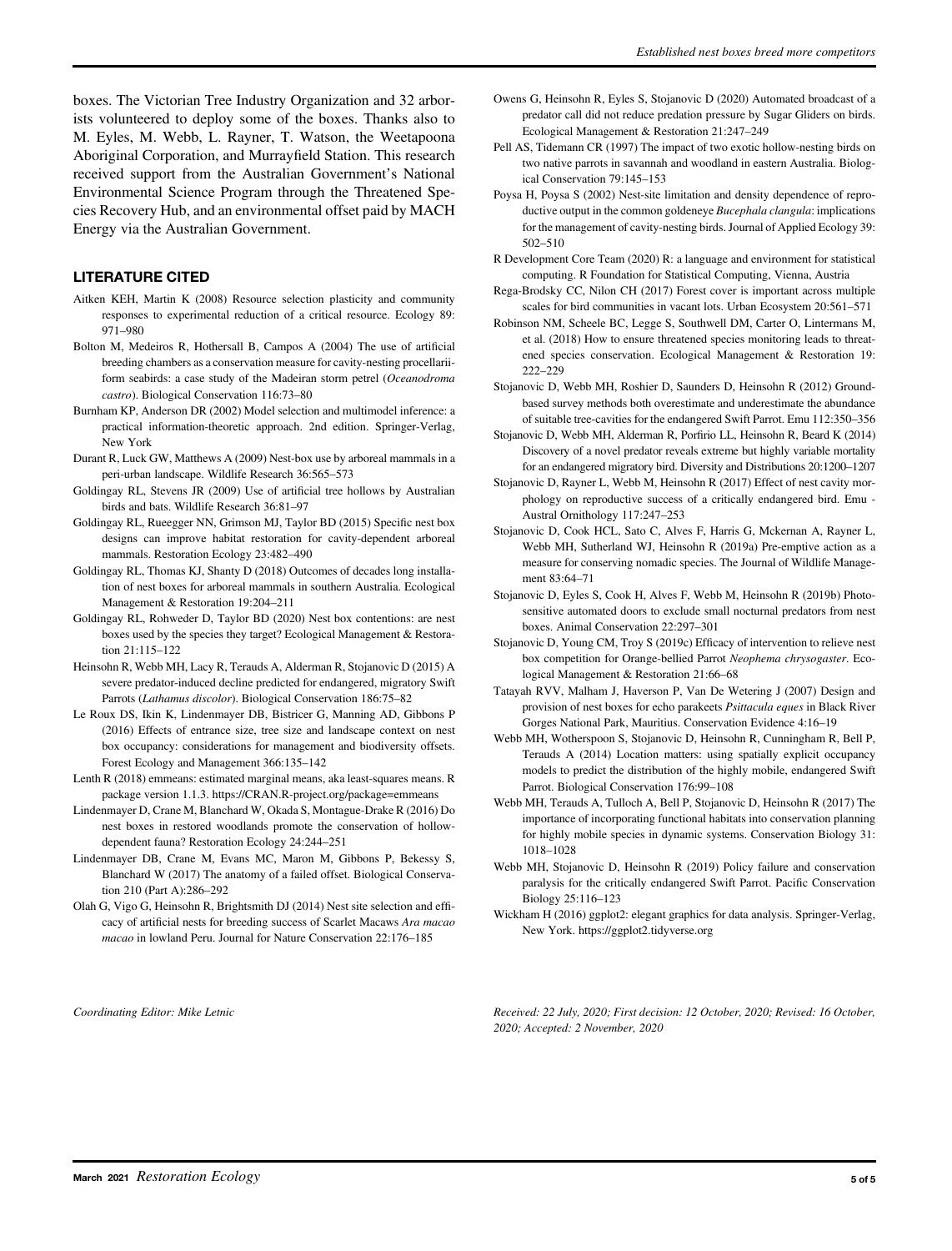boxes. The Victorian Tree Industry Organization and 32 arborists volunteered to deploy some of the boxes. Thanks also to M. Eyles, M. Webb, L. Rayner, T. Watson, the Weetapoona Aboriginal Corporation, and Murrayfield Station. This research received support from the Australian Government's National Environmental Science Program through the Threatened Species Recovery Hub, and an environmental offset paid by MACH Energy via the Australian Government.

## LITERATURE CITED

Aitken KEH, Martin K (2008) Resource selection plasticity and community responses to experimental reduction of a critical resource. Ecology 89: 971–980

Bolton M, Medeiros R, Hothersall B, Campos A (2004) The use of artificial breeding chambers as a conservation measure for cavity-nesting procellariiform seabirds: a case study of the Madeiran storm petrel (*Oceanodroma castro*). Biological Conservation 116:73–80

Burnham KP, Anderson DR (2002) Model selection and multimodel inference: a practical information-theoretic approach. 2nd edition. Springer-Verlag, New York

Durant R, Luck GW, Matthews A (2009) Nest-box use by arboreal mammals in a peri-urban landscape. Wildlife Research 36:565–573

Goldingay RL, Stevens JR (2009) Use of artificial tree hollows by Australian birds and bats. Wildlife Research 36:81–97

Goldingay RL, Rueegger NN, Grimson MJ, Taylor BD (2015) Specific nest box designs can improve habitat restoration for cavity-dependent arboreal mammals. Restoration Ecology 23:482–490

Goldingay RL, Thomas KJ, Shanty D (2018) Outcomes of decades long installation of nest boxes for arboreal mammals in southern Australia. Ecological Management & Restoration 19:204–211

Goldingay RL, Rohweder D, Taylor BD (2020) Nest box contentions: are nest boxes used by the species they target? Ecological Management & Restoration 21:115–122

Heinsohn R, Webb MH, Lacy R, Terauds A, Alderman R, Stojanovic D (2015) A severe predator-induced decline predicted for endangered, migratory Swift Parrots (*Lathamus discolor*). Biological Conservation 186:75–82

Le Roux DS, Ikin K, Lindenmayer DB, Bistricer G, Manning AD, Gibbons P (2016) Effects of entrance size, tree size and landscape context on nest box occupancy: considerations for management and biodiversity offsets. Forest Ecology and Management 366:135–142

Lenth R (2018) emmeans: estimated marginal means, aka least-squares means. R package version 1.1.3. https://CRAN.R-project.org/package=emmeans

Lindenmayer D, Crane M, Blanchard W, Okada S, Montague-Drake R (2016) Do nest boxes in restored woodlands promote the conservation of hollow-dependent fauna? Restoration Ecology 24:244–251

Lindenmayer DB, Crane M, Evans MC, Maron M, Gibbons P, Bekessy S, Blanchard W (2017) The anatomy of a failed offset. Biological Conservation 210 (Part A):286–292

Olah G, Vigo G, Heinsohn R, Brightsmith DJ (2014) Nest site selection and efficacy of artificial nests for breeding success of Scarlet Macaws *Ara macao macao* in lowland Peru. Journal for Nature Conservation 22:176–185

Owens G, Heinsohn R, Eyles S, Stojanovic D (2020) Automated broadcast of a predator call did not reduce predation pressure by Sugar Gliders on birds. Ecological Management & Restoration 21:247–249

Pell AS, Tidemann CR (1997) The impact of two exotic hollow-nesting birds on two native parrots in savannah and woodland in eastern Australia. Biological Conservation 79:145–153

Poysa H, Poysa S (2002) Nest-site limitation and density dependence of reproductive output in the common goldeneye *Bucephala clangula*: implications for the management of cavity-nesting birds. Journal of Applied Ecology 39: 502–510

R Development Core Team (2020) R: a language and environment for statistical computing. R Foundation for Statistical Computing, Vienna, Austria

Rega-Brodsky CC, Nilon CH (2017) Forest cover is important across multiple scales for bird communities in vacant lots. Urban Ecosystem 20:561–571

Robinson NM, Scheele BC, Legge S, Southwell DM, Carter O, Lintermans M, et al. (2018) How to ensure threatened species monitoring leads to threatened species conservation. Ecological Management & Restoration 19: 222–229

Stojanovic D, Webb MH, Roshier D, Saunders D, Heinsohn R (2012) Ground-based survey methods both overestimate and underestimate the abundance of suitable tree-cavities for the endangered Swift Parrot. Emu 112:350–356

Stojanovic D, Webb MH, Alderman R, Porfirio LL, Heinsohn R, Beard K (2014) Discovery of a novel predator reveals extreme but highly variable mortality for an endangered migratory bird. Diversity and Distributions 20:1200–1207

Stojanovic D, Rayner L, Webb M, Heinsohn R (2017) Effect of nest cavity morphology on reproductive success of a critically endangered bird. Emu - Austral Ornithology 117:247–253

Stojanovic D, Cook HCL, Sato C, Alves F, Harris G, Mckernan A, Rayner L, Webb MH, Sutherland WJ, Heinsohn R (2019a) Pre-emptive action as a measure for conserving nomadic species. The Journal of Wildlife Management 83:64–71

Stojanovic D, Eyles S, Cook H, Alves F, Webb M, Heinsohn R (2019b) Photosensitive automated doors to exclude small nocturnal predators from nest boxes. Animal Conservation 22:297–301

Stojanovic D, Young CM, Troy S (2019c) Efficacy of intervention to relieve nest box competition for Orange-bellied Parrot *Neophema chrysogaster*. Ecological Management & Restoration 21:66–68

Tatayah RVV, Malham J, Haverson P, Van De Wetering J (2007) Design and provision of nest boxes for echo parakeets *Psittacula eques* in Black River Gorges National Park, Mauritius. Conservation Evidence 4:16–19

Webb MH, Wotherspoon S, Stojanovic D, Heinsohn R, Cunningham R, Bell P, Terauds A (2014) Location matters: using spatially explicit occupancy models to predict the distribution of the highly mobile, endangered Swift Parrot. Biological Conservation 176:99–108

Webb MH, Terauds A, Tulloch A, Bell P, Stojanovic D, Heinsohn R (2017) The importance of incorporating functional habitats into conservation planning for highly mobile species in dynamic systems. Conservation Biology 31: 1018–1028

Webb MH, Stojanovic D, Heinsohn R (2019) Policy failure and conservation paralysis for the critically endangered Swift Parrot. Pacific Conservation Biology 25:116–123

Wickham H (2016) ggplot2: elegant graphics for data analysis. Springer-Verlag, New York. https://ggplot2.tidyverse.org

*Coordinating Editor: Mike Letnic*

*Received: 22 July, 2020; First decision: 12 October, 2020; Revised: 16 October, 2020; Accepted: 2 November, 2020*